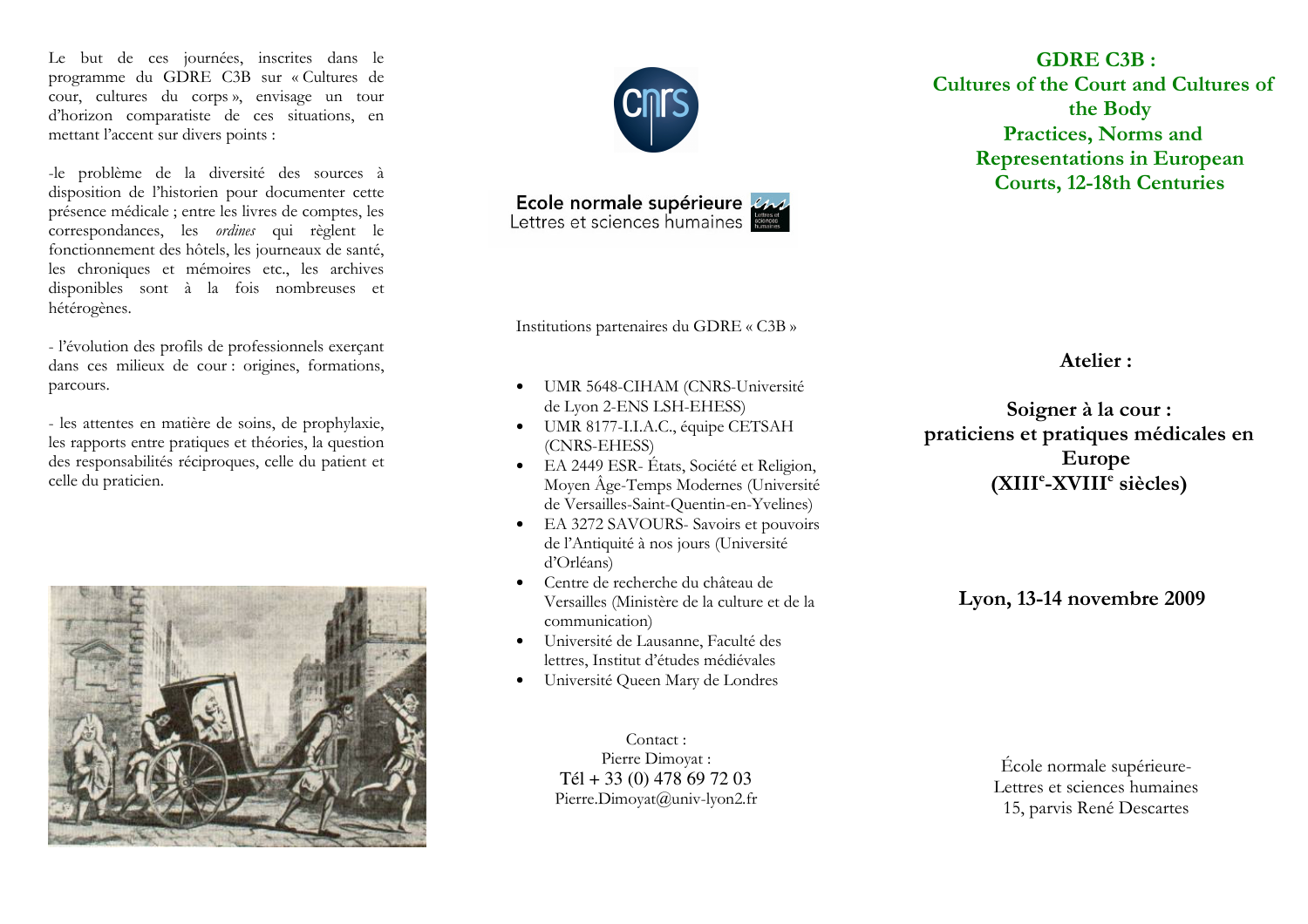Le but de ces journées, inscrites dans le programme du GDRE C3B sur « Cultures de cour, cultures du corps », envisage un tour d'horizon comparatiste de ces situations, en mettant l'accent sur divers points :

-le problème de la diversité des sources à disposition de l'historien pour documenter cette présence médicale ; entre les livres de comptes, les correspondances, les *ordines* qui règlent le fonctionnement des hôtels, les journeaux de santé, les chroniques et mémoires etc., les archives disponibles sont à la fois nombreuses et hétérogènes.

- l'évolution des profils de professionnels exerçant dans ces milieux de cour : origines, formations, parcours.

- les attentes en matière de soins, de prophylaxie, les rapports entre pratiques et théories, la question des responsabilités réciproques, celle du patient et celle du praticien.

Ecole normale supérieure
Lettres et sciences humaines

Institutions partenaires du GDRE « C3B »

- UMR 5648-CIHAM (CNRS-Université de Lyon 2-ENS LSH-EHESS)
- UMR 8177-I.I.A.C., équipe CETSAH (CNRS-EHESS)
- EA 2449 ESR- États, Société et Religion, Moyen Âge-Temps Modernes (Université de Versailles-Saint-Quentin-en-Yvelines)
- EA 3272 SAVOURS- Savoirs et pouvoirs de l'Antiquité à nos jours (Université d'Orléans)
- Centre de recherche du château de Versailles (Ministère de la culture et de la communication)
- Université de Lausanne, Faculté des lettres, Institut d'études médiévales
- Université Queen Mary de Londres

Contact :
Pierre Dimoyat :
Tél + 33 (0) 478 69 72 03
Pierre.Dimoyat@univ-lyon2.fr

**GDRE C3B :**
**Cultures of the Court and Cultures of the Body**
**Practices, Norms and Representations in European Courts, 12-18th Centuries**

## Atelier :

# Soigner à la cour : praticiens et pratiques médicales en Europe (XIII^e-XVIII^e siècles)

**Lyon, 13-14 novembre 2009**

École normale supérieure-
Lettres et sciences humaines
15, parvis René Descartes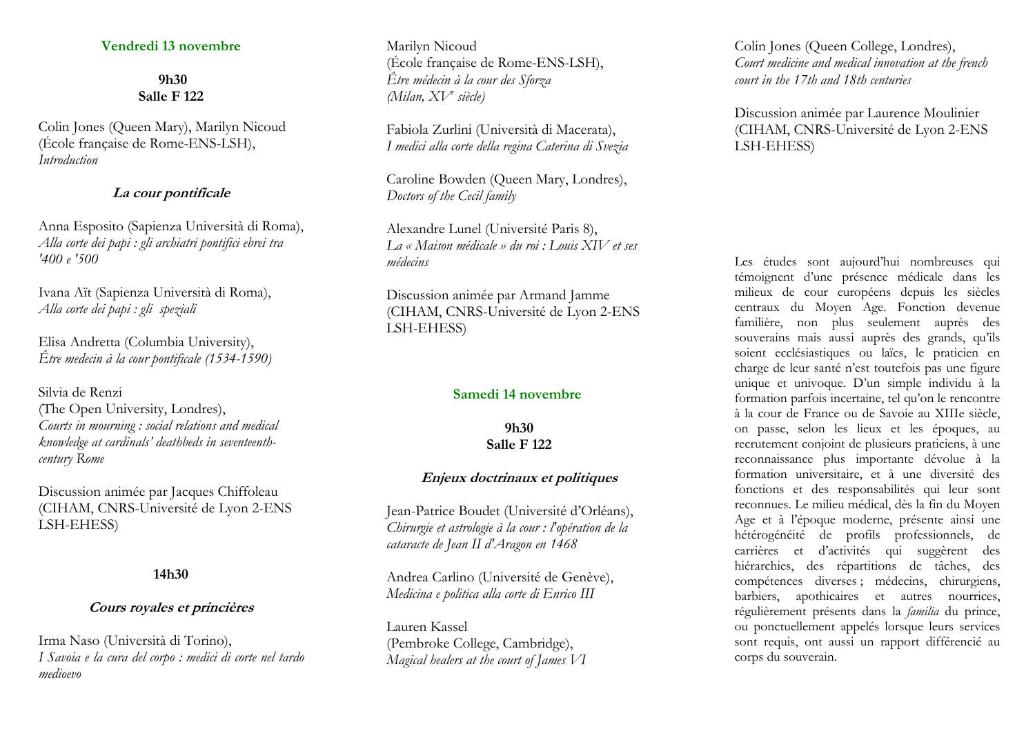## Vendredi 13 novembre

**9h30**
**Salle F 122**

Colin Jones (Queen Mary), Marilyn Nicoud (École française de Rome-ENS-LSH),
*Introduction*

### *La cour pontificale*

Anna Esposito (Sapienza Università di Roma),
*Alla corte dei papi : gli archiatri pontifici ebrei tra '400 e '500*

Ivana Aït (Sapienza Università di Roma),
*Alla corte dei papi : gli speziali*

Elisa Andretta (Columbia University),
*Être medecin à la cour pontificale (1534-1590)*

Silvia de Renzi
(The Open University, Londres),
*Courts in mourning : social relations and medical knowledge at cardinals' deathbeds in seventeenth-century Rome*

Discussion animée par Jacques Chiffoleau (CIHAM, CNRS-Université de Lyon 2-ENS LSH-EHESS)

**14h30**

### *Cours royales et princières*

Irma Naso (Università di Torino),
*I Savoia e la cura del corpo : medici di corte nel tardo medioevo*

Marilyn Nicoud
(École française de Rome-ENS-LSH),
*Être médecin à la cour des Sforza (Milan, XVe siècle)*

Fabiola Zurlini (Università di Macerata),
*I medici alla corte della regina Caterina di Svezia*

Caroline Bowden (Queen Mary, Londres),
*Doctors of the Cecil family*

Alexandre Lunel (Université Paris 8),
*La « Maison médicale » du roi : Louis XIV et ses médecins*

Discussion animée par Armand Jamme (CIHAM, CNRS-Université de Lyon 2-ENS LSH-EHESS)

## Samedi 14 novembre

**9h30**
**Salle F 122**

### *Enjeux doctrinaux et politiques*

Jean-Patrice Boudet (Université d'Orléans),
*Chirurgie et astrologie à la cour : l'opération de la cataracte de Jean II d'Aragon en 1468*

Andrea Carlino (Université de Genève),
*Medicina e politica alla corte di Enrico III*

Lauren Kassel
(Pembroke College, Cambridge),
*Magical healers at the court of James VI*

Colin Jones (Queen College, Londres),
*Court medicine and medical innovation at the french court in the 17th and 18th centuries*

Discussion animée par Laurence Moulinier (CIHAM, CNRS-Université de Lyon 2-ENS LSH-EHESS)

Les études sont aujourd'hui nombreuses qui témoignent d'une présence médicale dans les milieux de cour européens depuis les siècles centraux du Moyen Age. Fonction devenue familière, non plus seulement auprès des souverains mais aussi auprès des grands, qu'ils soient ecclésiastiques ou laïcs, le praticien en charge de leur santé n'est toutefois pas une figure unique et univoque. D'un simple individu à la formation parfois incertaine, tel qu'on le rencontre à la cour de France ou de Savoie au XIIIe siècle, on passe, selon les lieux et les époques, au recrutement conjoint de plusieurs praticiens, à une reconnaissance plus importante dévolue à la formation universitaire, et à une diversité des fonctions et des responsabilités qui leur sont reconnues. Le milieu médical, dès la fin du Moyen Age et à l'époque moderne, présente ainsi une hétérogénéité de profils professionnels, de carrières et d'activités qui suggèrent des hiérarchies, des répartitions de tâches, des compétences diverses ; médecins, chirurgiens, barbiers, apothicaires et autres nourrices, régulièrement présents dans la *familia* du prince, ou ponctuellement appelés lorsque leurs services sont requis, ont aussi un rapport différencié au corps du souverain.